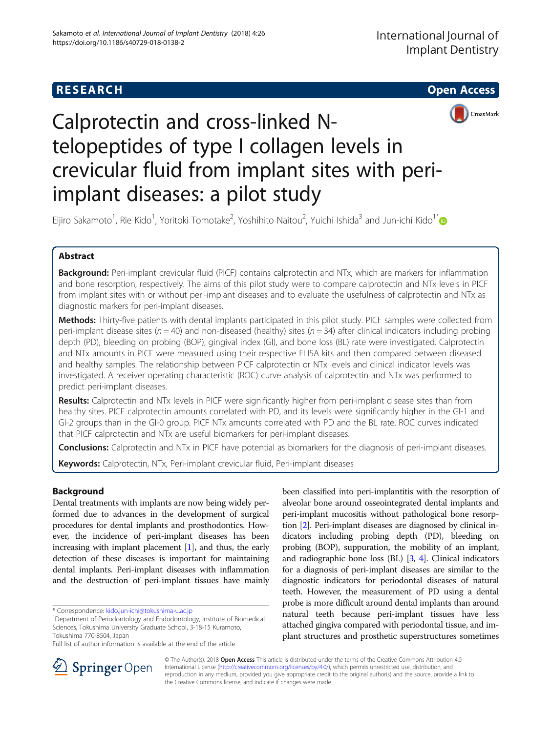RESEARCH Open Access

# Calprotectin and cross-linked N-telopeptides of type I collagen levels in crevicular fluid from implant sites with peri-implant diseases: a pilot study

Eijiro Sakamoto[1], Rie Kido[1], Yoritoki Tomotake[2], Yoshihito Naitou[2], Yuichi Ishida[3] and Jun-ichi Kido[1*]

## Abstract

**Background:** Peri-implant crevicular fluid (PICF) contains calprotectin and NTx, which are markers for inflammation and bone resorption, respectively. The aims of this pilot study were to compare calprotectin and NTx levels in PICF from implant sites with or without peri-implant diseases and to evaluate the usefulness of calprotectin and NTx as diagnostic markers for peri-implant diseases.

**Methods:** Thirty-five patients with dental implants participated in this pilot study. PICF samples were collected from peri-implant disease sites ($n = 40$) and non-diseased (healthy) sites ($n = 34$) after clinical indicators including probing depth (PD), bleeding on probing (BOP), gingival index (GI), and bone loss (BL) rate were investigated. Calprotectin and NTx amounts in PICF were measured using their respective ELISA kits and then compared between diseased and healthy samples. The relationship between PICF calprotectin or NTx levels and clinical indicator levels was investigated. A receiver operating characteristic (ROC) curve analysis of calprotectin and NTx was performed to predict peri-implant diseases.

**Results:** Calprotectin and NTx levels in PICF were significantly higher from peri-implant disease sites than from healthy sites. PICF calprotectin amounts correlated with PD, and its levels were significantly higher in the GI-1 and GI-2 groups than in the GI-0 group. PICF NTx amounts correlated with PD and the BL rate. ROC curves indicated that PICF calprotectin and NTx are useful biomarkers for peri-implant diseases.

**Conclusions:** Calprotectin and NTx in PICF have potential as biomarkers for the diagnosis of peri-implant diseases.

**Keywords:** Calprotectin, NTx, Peri-implant crevicular fluid, Peri-implant diseases

## Background

Dental treatments with implants are now being widely performed due to advances in the development of surgical procedures for dental implants and prosthodontics. However, the incidence of peri-implant diseases has been increasing with implant placement [1], and thus, the early detection of these diseases is important for maintaining dental implants. Peri-implant diseases with inflammation and the destruction of peri-implant tissues have mainly been classified into peri-implantitis with the resorption of alveolar bone around osseointegrated dental implants and peri-implant mucositis without pathological bone resorption [2]. Peri-implant diseases are diagnosed by clinical indicators including probing depth (PD), bleeding on probing (BOP), suppuration, the mobility of an implant, and radiographic bone loss (BL) [3, 4]. Clinical indicators for a diagnosis of peri-implant diseases are similar to the diagnostic indicators for periodontal diseases of natural teeth. However, the measurement of PD using a dental probe is more difficult around dental implants than around natural teeth because peri-implant tissues have less attached gingiva compared with periodontal tissue, and implant structures and prosthetic superstructures sometimes

* Correspondence: kido.jun-ichi@tokushima-u.ac.jp
[1]Department of Periodontology and Endodontology, Institute of Biomedical Sciences, Tokushima University Graduate School, 3-18-15 Kuramoto, Tokushima 770-8504, Japan
Full list of author information is available at the end of the article

© The Author(s). 2018 **Open Access** This article is distributed under the terms of the Creative Commons Attribution 4.0 International License (http://creativecommons.org/licenses/by/4.0/), which permits unrestricted use, distribution, and reproduction in any medium, provided you give appropriate credit to the original author(s) and the source, provide a link to the Creative Commons license, and indicate if changes were made.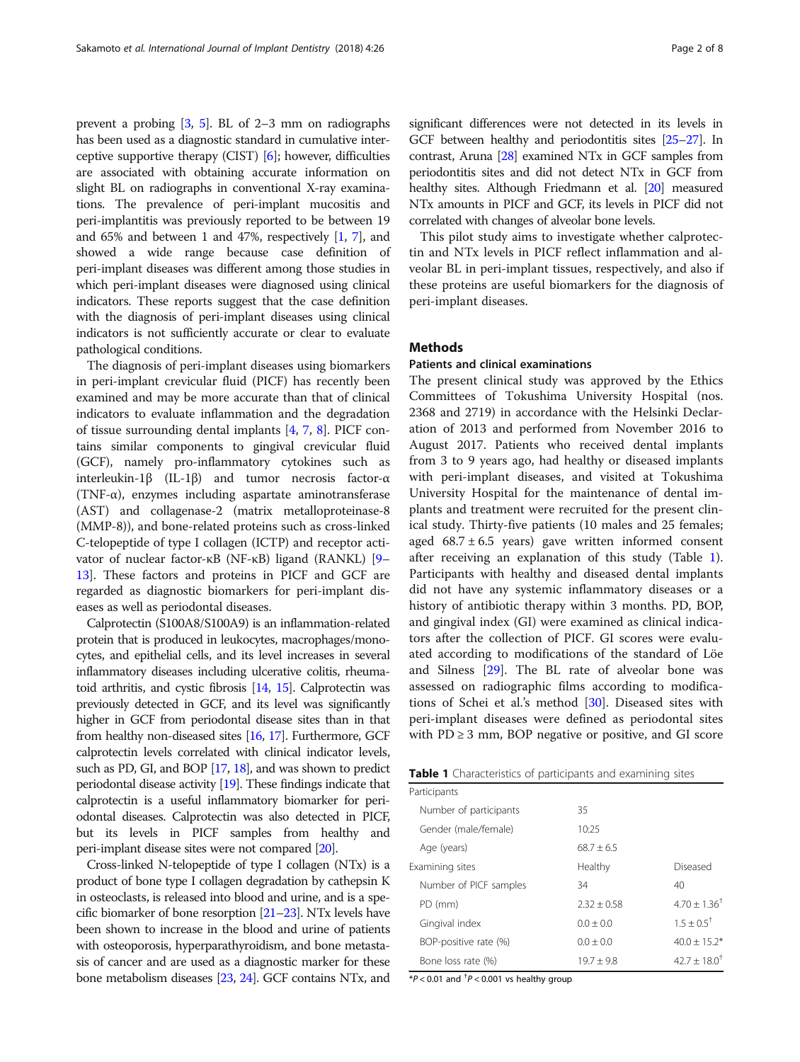prevent a probing [3, 5]. BL of 2–3 mm on radiographs has been used as a diagnostic standard in cumulative interceptive supportive therapy (CIST) [6]; however, difficulties are associated with obtaining accurate information on slight BL on radiographs in conventional X-ray examinations. The prevalence of peri-implant mucositis and peri-implantitis was previously reported to be between 19 and 65% and between 1 and 47%, respectively [1, 7], and showed a wide range because case definition of peri-implant diseases was different among those studies in which peri-implant diseases were diagnosed using clinical indicators. These reports suggest that the case definition with the diagnosis of peri-implant diseases using clinical indicators is not sufficiently accurate or clear to evaluate pathological conditions.

The diagnosis of peri-implant diseases using biomarkers in peri-implant crevicular fluid (PICF) has recently been examined and may be more accurate than that of clinical indicators to evaluate inflammation and the degradation of tissue surrounding dental implants [4, 7, 8]. PICF contains similar components to gingival crevicular fluid (GCF), namely pro-inflammatory cytokines such as interleukin-1β (IL-1β) and tumor necrosis factor-α (TNF-α), enzymes including aspartate aminotransferase (AST) and collagenase-2 (matrix metalloproteinase-8 (MMP-8)), and bone-related proteins such as cross-linked C-telopeptide of type I collagen (ICTP) and receptor activator of nuclear factor-κB (NF-κB) ligand (RANKL) [9–13]. These factors and proteins in PICF and GCF are regarded as diagnostic biomarkers for peri-implant diseases as well as periodontal diseases.

Calprotectin (S100A8/S100A9) is an inflammation-related protein that is produced in leukocytes, macrophages/monocytes, and epithelial cells, and its level increases in several inflammatory diseases including ulcerative colitis, rheumatoid arthritis, and cystic fibrosis [14, 15]. Calprotectin was previously detected in GCF, and its level was significantly higher in GCF from periodontal disease sites than in that from healthy non-diseased sites [16, 17]. Furthermore, GCF calprotectin levels correlated with clinical indicator levels, such as PD, GI, and BOP [17, 18], and was shown to predict periodontal disease activity [19]. These findings indicate that calprotectin is a useful inflammatory biomarker for periodontal diseases. Calprotectin was also detected in PICF, but its levels in PICF samples from healthy and peri-implant disease sites were not compared [20].

Cross-linked N-telopeptide of type I collagen (NTx) is a product of bone type I collagen degradation by cathepsin K in osteoclasts, is released into blood and urine, and is a specific biomarker of bone resorption [21–23]. NTx levels have been shown to increase in the blood and urine of patients with osteoporosis, hyperparathyroidism, and bone metastasis of cancer and are used as a diagnostic marker for these bone metabolism diseases [23, 24]. GCF contains NTx, and significant differences were not detected in its levels in GCF between healthy and periodontitis sites [25–27]. In contrast, Aruna [28] examined NTx in GCF samples from periodontitis sites and did not detect NTx in GCF from healthy sites. Although Friedmann et al. [20] measured NTx amounts in PICF and GCF, its levels in PICF did not correlated with changes of alveolar bone levels.

This pilot study aims to investigate whether calprotectin and NTx levels in PICF reflect inflammation and alveolar BL in peri-implant tissues, respectively, and also if these proteins are useful biomarkers for the diagnosis of peri-implant diseases.

## Methods

### Patients and clinical examinations

The present clinical study was approved by the Ethics Committees of Tokushima University Hospital (nos. 2368 and 2719) in accordance with the Helsinki Declaration of 2013 and performed from November 2016 to August 2017. Patients who received dental implants from 3 to 9 years ago, had healthy or diseased implants with peri-implant diseases, and visited at Tokushima University Hospital for the maintenance of dental implants and treatment were recruited for the present clinical study. Thirty-five patients (10 males and 25 females; aged 68.7 ± 6.5 years) gave written informed consent after receiving an explanation of this study (Table 1). Participants with healthy and diseased dental implants did not have any systemic inflammatory diseases or a history of antibiotic therapy within 3 months. PD, BOP, and gingival index (GI) were examined as clinical indicators after the collection of PICF. GI scores were evaluated according to modifications of the standard of Löe and Silness [29]. The BL rate of alveolar bone was assessed on radiographic films according to modifications of Schei et al.'s method [30]. Diseased sites with peri-implant diseases were defined as periodontal sites with PD ≥ 3 mm, BOP negative or positive, and GI score

Table 1 Characteristics of participants and examining sites

| Participants | | |
|---|---|---|
| Number of participants | 35 | |
| Gender (male/female) | 10:25 | |
| Age (years) | 68.7 ± 6.5 | |
| Examining sites | Healthy | Diseased |
| Number of PICF samples | 34 | 40 |
| PD (mm) | 2.32 ± 0.58 | 4.70 ± 1.36[†] |
| Gingival index | 0.0 ± 0.0 | 1.5 ± 0.5[†] |
| BOP-positive rate (%) | 0.0 ± 0.0 | 40.0 ± 15.2* |
| Bone loss rate (%) | 19.7 ± 9.8 | 42.7 ± 18.0[†] |

*$P < 0.01$ and [†]$P < 0.001$ vs healthy group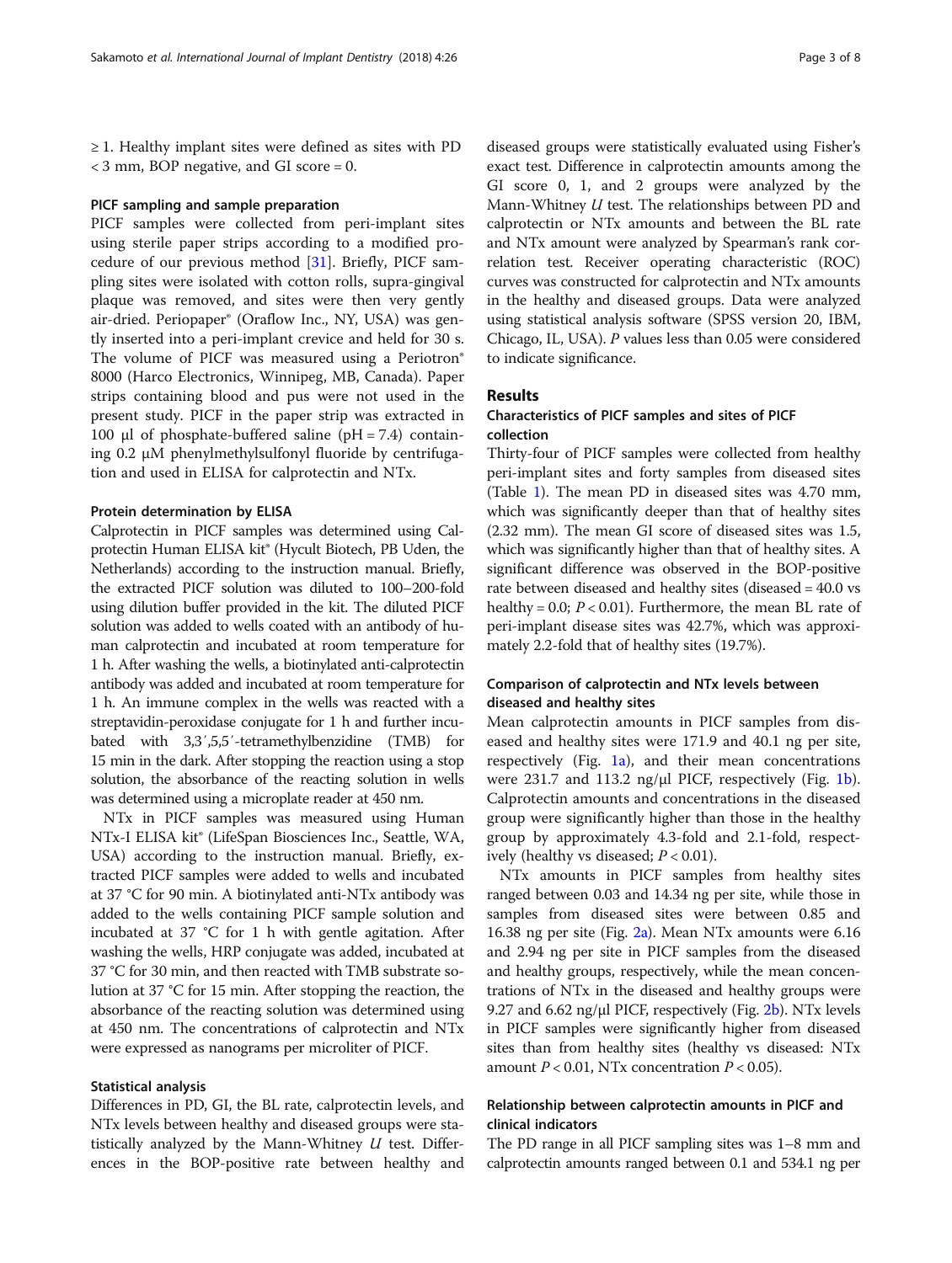≥ 1. Healthy implant sites were defined as sites with PD < 3 mm, BOP negative, and GI score = 0.

### PICF sampling and sample preparation

PICF samples were collected from peri-implant sites using sterile paper strips according to a modified procedure of our previous method [31]. Briefly, PICF sampling sites were isolated with cotton rolls, supra-gingival plaque was removed, and sites were then very gently air-dried. Periopaper® (Oraflow Inc., NY, USA) was gently inserted into a peri-implant crevice and held for 30 s. The volume of PICF was measured using a Periotron® 8000 (Harco Electronics, Winnipeg, MB, Canada). Paper strips containing blood and pus were not used in the present study. PICF in the paper strip was extracted in 100 μl of phosphate-buffered saline (pH = 7.4) containing 0.2 μM phenylmethylsulfonyl fluoride by centrifugation and used in ELISA for calprotectin and NTx.

### Protein determination by ELISA

Calprotectin in PICF samples was determined using Calprotectin Human ELISA kit® (Hycult Biotech, PB Uden, the Netherlands) according to the instruction manual. Briefly, the extracted PICF solution was diluted to 100–200-fold using dilution buffer provided in the kit. The diluted PICF solution was added to wells coated with an antibody of human calprotectin and incubated at room temperature for 1 h. After washing the wells, a biotinylated anti-calprotectin antibody was added and incubated at room temperature for 1 h. An immune complex in the wells was reacted with a streptavidin-peroxidase conjugate for 1 h and further incubated with 3,3′,5,5′-tetramethylbenzidine (TMB) for 15 min in the dark. After stopping the reaction using a stop solution, the absorbance of the reacting solution in wells was determined using a microplate reader at 450 nm.

NTx in PICF samples was measured using Human NTx-I ELISA kit® (LifeSpan Biosciences Inc., Seattle, WA, USA) according to the instruction manual. Briefly, extracted PICF samples were added to wells and incubated at 37 °C for 90 min. A biotinylated anti-NTx antibody was added to the wells containing PICF sample solution and incubated at 37 °C for 1 h with gentle agitation. After washing the wells, HRP conjugate was added, incubated at 37 °C for 30 min, and then reacted with TMB substrate solution at 37 °C for 15 min. After stopping the reaction, the absorbance of the reacting solution was determined using at 450 nm. The concentrations of calprotectin and NTx were expressed as nanograms per microliter of PICF.

### Statistical analysis

Differences in PD, GI, the BL rate, calprotectin levels, and NTx levels between healthy and diseased groups were statistically analyzed by the Mann-Whitney *U* test. Differences in the BOP-positive rate between healthy and diseased groups were statistically evaluated using Fisher's exact test. Difference in calprotectin amounts among the GI score 0, 1, and 2 groups were analyzed by the Mann-Whitney *U* test. The relationships between PD and calprotectin or NTx amounts and between the BL rate and NTx amount were analyzed by Spearman's rank correlation test. Receiver operating characteristic (ROC) curves was constructed for calprotectin and NTx amounts in the healthy and diseased groups. Data were analyzed using statistical analysis software (SPSS version 20, IBM, Chicago, IL, USA). *P* values less than 0.05 were considered to indicate significance.

## Results

### Characteristics of PICF samples and sites of PICF collection

Thirty-four of PICF samples were collected from healthy peri-implant sites and forty samples from diseased sites (Table 1). The mean PD in diseased sites was 4.70 mm, which was significantly deeper than that of healthy sites (2.32 mm). The mean GI score of diseased sites was 1.5, which was significantly higher than that of healthy sites. A significant difference was observed in the BOP-positive rate between diseased and healthy sites (diseased = 40.0 vs healthy = 0.0; $P < 0.01$). Furthermore, the mean BL rate of peri-implant disease sites was 42.7%, which was approximately 2.2-fold that of healthy sites (19.7%).

### Comparison of calprotectin and NTx levels between diseased and healthy sites

Mean calprotectin amounts in PICF samples from diseased and healthy sites were 171.9 and 40.1 ng per site, respectively (Fig. 1a), and their mean concentrations were 231.7 and 113.2 ng/μl PICF, respectively (Fig. 1b). Calprotectin amounts and concentrations in the diseased group were significantly higher than those in the healthy group by approximately 4.3-fold and 2.1-fold, respectively (healthy vs diseased; $P < 0.01$).

NTx amounts in PICF samples from healthy sites ranged between 0.03 and 14.34 ng per site, while those in samples from diseased sites were between 0.85 and 16.38 ng per site (Fig. 2a). Mean NTx amounts were 6.16 and 2.94 ng per site in PICF samples from the diseased and healthy groups, respectively, while the mean concentrations of NTx in the diseased and healthy groups were 9.27 and 6.62 ng/μl PICF, respectively (Fig. 2b). NTx levels in PICF samples were significantly higher from diseased sites than from healthy sites (healthy vs diseased: NTx amount $P < 0.01$, NTx concentration $P < 0.05$).

### Relationship between calprotectin amounts in PICF and clinical indicators

The PD range in all PICF sampling sites was 1–8 mm and calprotectin amounts ranged between 0.1 and 534.1 ng per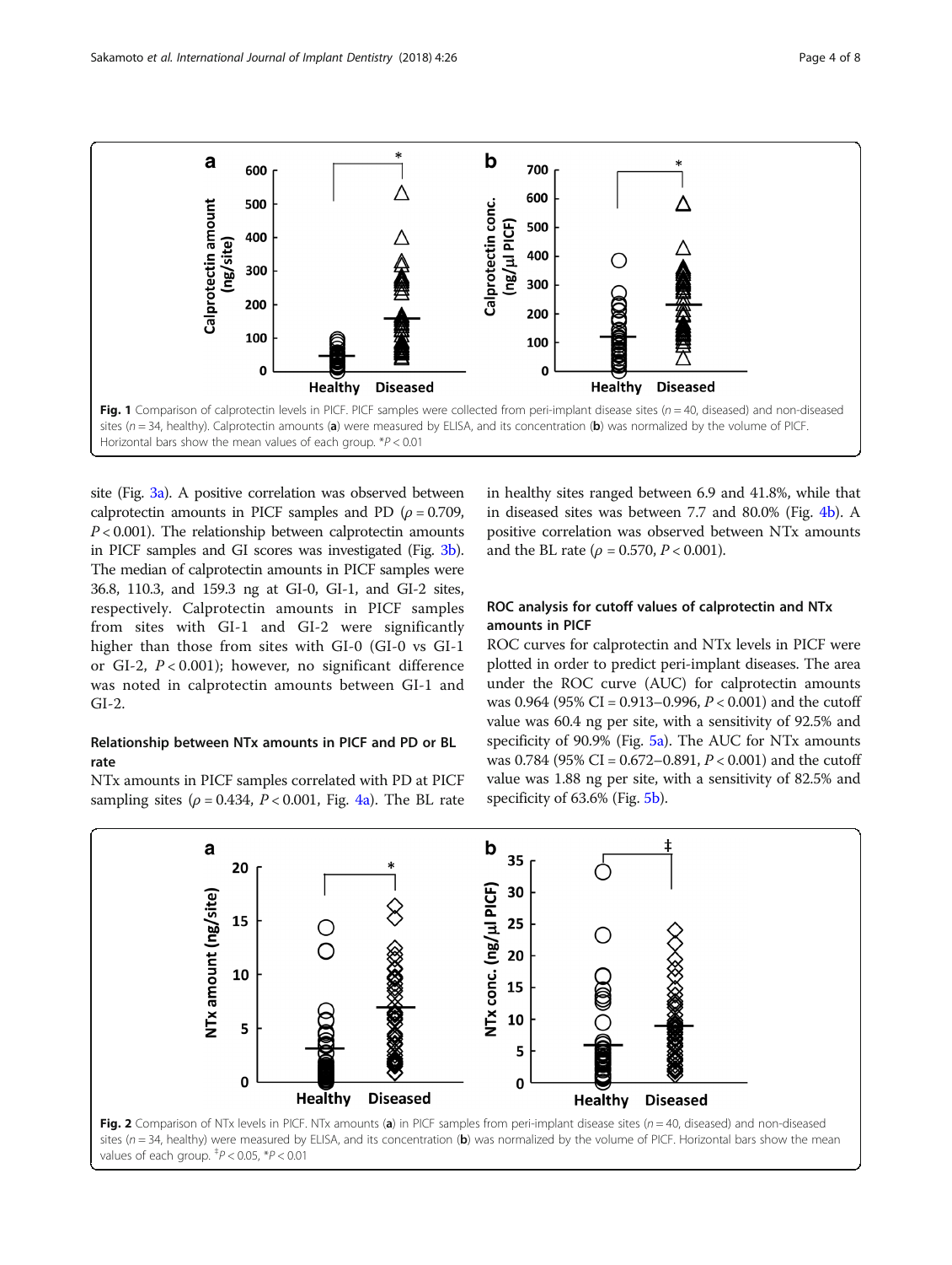Fig. 1 Comparison of calprotectin levels in PICF. PICF samples were collected from peri-implant disease sites ($n = 40$, diseased) and non-diseased sites ($n = 34$, healthy). Calprotectin amounts (**a**) were measured by ELISA, and its concentration (**b**) was normalized by the volume of PICF. Horizontal bars show the mean values of each group. *$P < 0.01$

site (Fig. 3a). A positive correlation was observed between calprotectin amounts in PICF samples and PD ($\rho = 0.709$, $P < 0.001$). The relationship between calprotectin amounts in PICF samples and GI scores was investigated (Fig. 3b). The median of calprotectin amounts in PICF samples were 36.8, 110.3, and 159.3 ng at GI-0, GI-1, and GI-2 sites, respectively. Calprotectin amounts in PICF samples from sites with GI-1 and GI-2 were significantly higher than those from sites with GI-0 (GI-0 vs GI-1 or GI-2, $P < 0.001$); however, no significant difference was noted in calprotectin amounts between GI-1 and GI-2.

### Relationship between NTx amounts in PICF and PD or BL rate

NTx amounts in PICF samples correlated with PD at PICF sampling sites ($\rho = 0.434$, $P < 0.001$, Fig. 4a). The BL rate in healthy sites ranged between 6.9 and 41.8%, while that in diseased sites was between 7.7 and 80.0% (Fig. 4b). A positive correlation was observed between NTx amounts and the BL rate ($\rho = 0.570$, $P < 0.001$).

### ROC analysis for cutoff values of calprotectin and NTx amounts in PICF

ROC curves for calprotectin and NTx levels in PICF were plotted in order to predict peri-implant diseases. The area under the ROC curve (AUC) for calprotectin amounts was 0.964 (95% CI = 0.913–0.996, $P < 0.001$) and the cutoff value was 60.4 ng per site, with a sensitivity of 92.5% and specificity of 90.9% (Fig. 5a). The AUC for NTx amounts was 0.784 (95% CI = 0.672–0.891, $P < 0.001$) and the cutoff value was 1.88 ng per site, with a sensitivity of 82.5% and specificity of 63.6% (Fig. 5b).

Fig. 2 Comparison of NTx levels in PICF. NTx amounts (**a**) in PICF samples from peri-implant disease sites ($n = 40$, diseased) and non-diseased sites ($n = 34$, healthy) were measured by ELISA, and its concentration (**b**) was normalized by the volume of PICF. Horizontal bars show the mean values of each group. ‡$P < 0.05$, *$P < 0.01$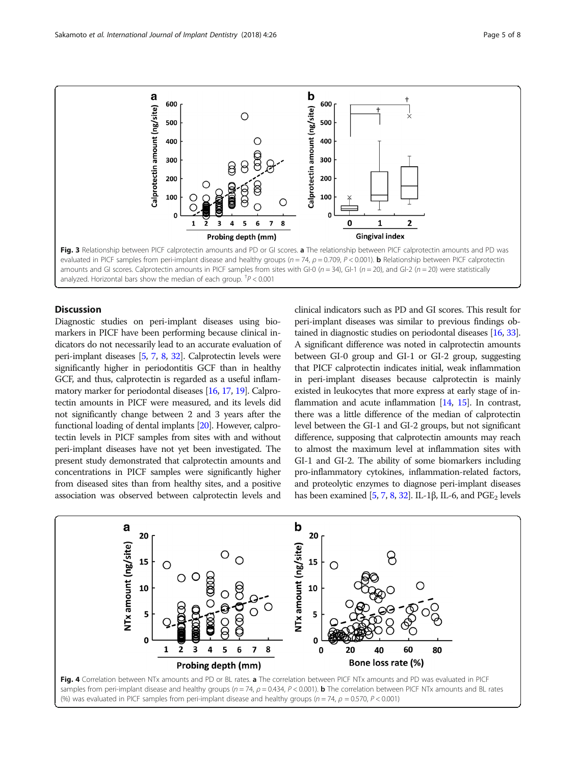Fig. 3 Relationship between PICF calprotectin amounts and PD or GI scores. **a** The relationship between PICF calprotectin amounts and PD was evaluated in PICF samples from peri-implant disease and healthy groups ($n = 74$, $\rho = 0.709$, $P < 0.001$). **b** Relationship between PICF calprotectin amounts and GI scores. Calprotectin amounts in PICF samples from sites with GI-0 ($n = 34$), GI-1 ($n = 20$), and GI-2 ($n = 20$) were statistically analyzed. Horizontal bars show the median of each group. $^{\dagger}P < 0.001$

## Discussion

Diagnostic studies on peri-implant diseases using biomarkers in PICF have been performing because clinical indicators do not necessarily lead to an accurate evaluation of peri-implant diseases [5, 7, 8, 32]. Calprotectin levels were significantly higher in periodontitis GCF than in healthy GCF, and thus, calprotectin is regarded as a useful inflammatory marker for periodontal diseases [16, 17, 19]. Calprotectin amounts in PICF were measured, and its levels did not significantly change between 2 and 3 years after the functional loading of dental implants [20]. However, calprotectin levels in PICF samples from sites with and without peri-implant diseases have not yet been investigated. The present study demonstrated that calprotectin amounts and concentrations in PICF samples were significantly higher from diseased sites than from healthy sites, and a positive association was observed between calprotectin levels and clinical indicators such as PD and GI scores. This result for peri-implant diseases was similar to previous findings obtained in diagnostic studies on periodontal diseases [16, 33]. A significant difference was noted in calprotectin amounts between GI-0 group and GI-1 or GI-2 group, suggesting that PICF calprotectin indicates initial, weak inflammation in peri-implant diseases because calprotectin is mainly existed in leukocytes that more express at early stage of inflammation and acute inflammation [14, 15]. In contrast, there was a little difference of the median of calprotectin level between the GI-1 and GI-2 groups, but not significant difference, supposing that calprotectin amounts may reach to almost the maximum level at inflammation sites with GI-1 and GI-2. The ability of some biomarkers including pro-inflammatory cytokines, inflammation-related factors, and proteolytic enzymes to diagnose peri-implant diseases has been examined [5, 7, 8, 32]. IL-1β, IL-6, and $PGE_2$ levels

Fig. 4 Correlation between NTx amounts and PD or BL rates. **a** The correlation between PICF NTx amounts and PD was evaluated in PICF samples from peri-implant disease and healthy groups ($n = 74$, $\rho = 0.434$, $P < 0.001$). **b** The correlation between PICF NTx amounts and BL rates (%) was evaluated in PICF samples from peri-implant disease and healthy groups ($n = 74$, $\rho = 0.570$, $P < 0.001$)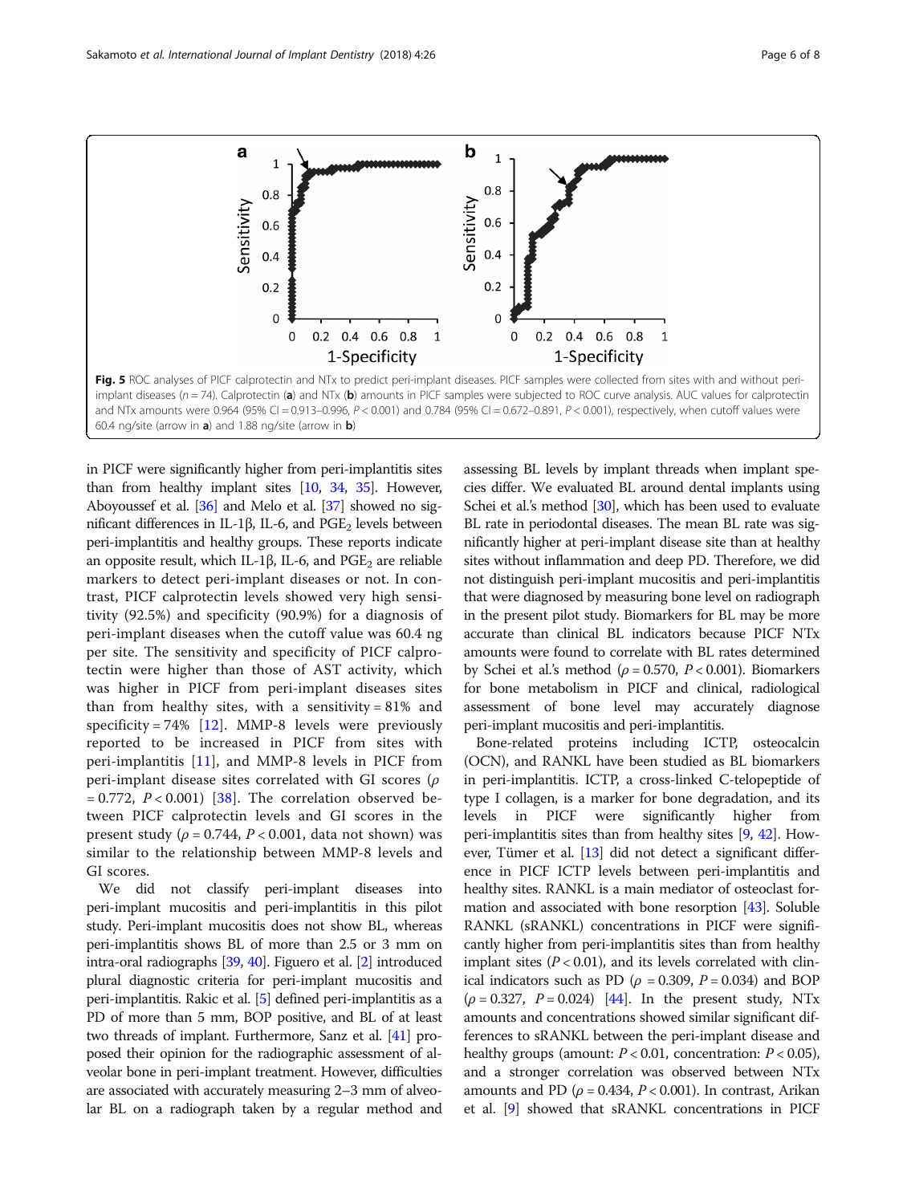**Fig. 5** ROC analyses of PICF calprotectin and NTx to predict peri-implant diseases. PICF samples were collected from sites with and without peri-implant diseases ($n = 74$). Calprotectin (**a**) and NTx (**b**) amounts in PICF samples were subjected to ROC curve analysis. AUC values for calprotectin and NTx amounts were 0.964 (95% CI = 0.913–0.996, $P < 0.001$) and 0.784 (95% CI = 0.672–0.891, $P < 0.001$), respectively, when cutoff values were 60.4 ng/site (arrow in **a**) and 1.88 ng/site (arrow in **b**)

in PICF were significantly higher from peri-implantitis sites than from healthy implant sites [10, 34, 35]. However, Aboyoussef et al. [36] and Melo et al. [37] showed no significant differences in IL-1β, IL-6, and $PGE_2$ levels between peri-implantitis and healthy groups. These reports indicate an opposite result, which IL-1β, IL-6, and $PGE_2$ are reliable markers to detect peri-implant diseases or not. In contrast, PICF calprotectin levels showed very high sensitivity (92.5%) and specificity (90.9%) for a diagnosis of peri-implant diseases when the cutoff value was 60.4 ng per site. The sensitivity and specificity of PICF calprotectin were higher than those of AST activity, which was higher in PICF from peri-implant diseases sites than from healthy sites, with a sensitivity = 81% and specificity = 74% [12]. MMP-8 levels were previously reported to be increased in PICF from sites with peri-implantitis [11], and MMP-8 levels in PICF from peri-implant disease sites correlated with GI scores ($\rho = 0.772$, $P < 0.001$) [38]. The correlation observed between PICF calprotectin levels and GI scores in the present study ($\rho = 0.744$, $P < 0.001$, data not shown) was similar to the relationship between MMP-8 levels and GI scores.

We did not classify peri-implant diseases into peri-implant mucositis and peri-implantitis in this pilot study. Peri-implant mucositis does not show BL, whereas peri-implantitis shows BL of more than 2.5 or 3 mm on intra-oral radiographs [39, 40]. Figuero et al. [2] introduced plural diagnostic criteria for peri-implant mucositis and peri-implantitis. Rakic et al. [5] defined peri-implantitis as a PD of more than 5 mm, BOP positive, and BL of at least two threads of implant. Furthermore, Sanz et al. [41] proposed their opinion for the radiographic assessment of alveolar bone in peri-implant treatment. However, difficulties are associated with accurately measuring 2–3 mm of alveolar BL on a radiograph taken by a regular method and assessing BL levels by implant threads when implant species differ. We evaluated BL around dental implants using Schei et al.'s method [30], which has been used to evaluate BL rate in periodontal diseases. The mean BL rate was significantly higher at peri-implant disease site than at healthy sites without inflammation and deep PD. Therefore, we did not distinguish peri-implant mucositis and peri-implantitis that were diagnosed by measuring bone level on radiograph in the present pilot study. Biomarkers for BL may be more accurate than clinical BL indicators because PICF NTx amounts were found to correlate with BL rates determined by Schei et al.'s method ($\rho = 0.570$, $P < 0.001$). Biomarkers for bone metabolism in PICF and clinical, radiological assessment of bone level may accurately diagnose peri-implant mucositis and peri-implantitis.

Bone-related proteins including ICTP, osteocalcin (OCN), and RANKL have been studied as BL biomarkers in peri-implantitis. ICTP, a cross-linked C-telopeptide of type I collagen, is a marker for bone degradation, and its levels in PICF were significantly higher from peri-implantitis sites than from healthy sites [9, 42]. However, Tümer et al. [13] did not detect a significant difference in PICF ICTP levels between peri-implantitis and healthy sites. RANKL is a main mediator of osteoclast formation and associated with bone resorption [43]. Soluble RANKL (sRANKL) concentrations in PICF were significantly higher from peri-implantitis sites than from healthy implant sites ($P < 0.01$), and its levels correlated with clinical indicators such as PD ($\rho = 0.309$, $P = 0.034$) and BOP ($\rho = 0.327$, $P = 0.024$) [44]. In the present study, NTx amounts and concentrations showed similar significant differences to sRANKL between the peri-implant disease and healthy groups (amount: $P < 0.01$, concentration: $P < 0.05$), and a stronger correlation was observed between NTx amounts and PD ($\rho = 0.434$, $P < 0.001$). In contrast, Arikan et al. [9] showed that sRANKL concentrations in PICF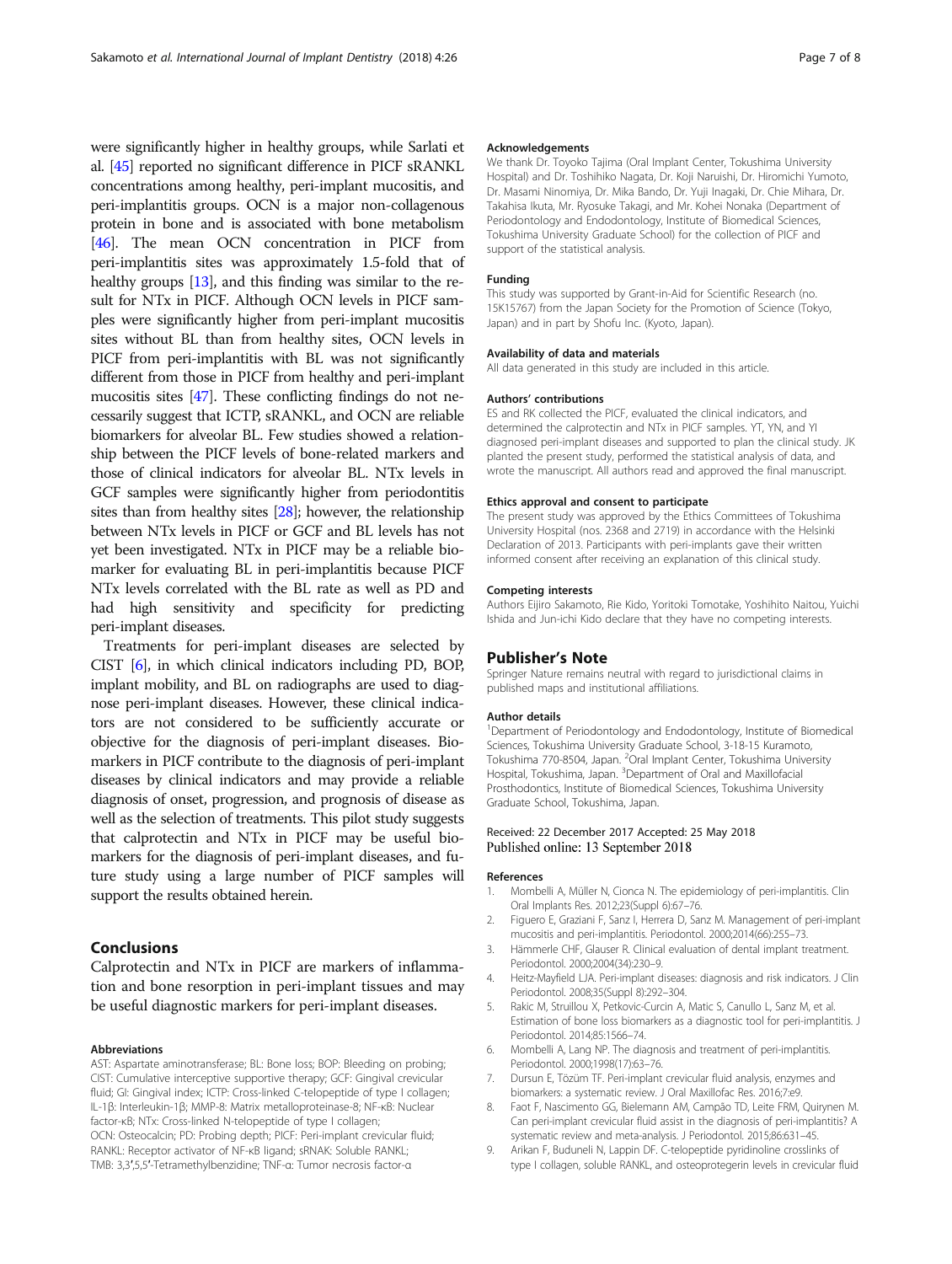were significantly higher in healthy groups, while Sarlati et al. [45] reported no significant difference in PICF sRANKL concentrations among healthy, peri-implant mucositis, and peri-implantitis groups. OCN is a major non-collagenous protein in bone and is associated with bone metabolism [46]. The mean OCN concentration in PICF from peri-implantitis sites was approximately 1.5-fold that of healthy groups [13], and this finding was similar to the result for NTx in PICF. Although OCN levels in PICF samples were significantly higher from peri-implant mucositis sites without BL than from healthy sites, OCN levels in PICF from peri-implantitis with BL was not significantly different from those in PICF from healthy and peri-implant mucositis sites [47]. These conflicting findings do not necessarily suggest that ICTP, sRANKL, and OCN are reliable biomarkers for alveolar BL. Few studies showed a relationship between the PICF levels of bone-related markers and those of clinical indicators for alveolar BL. NTx levels in GCF samples were significantly higher from periodontitis sites than from healthy sites [28]; however, the relationship between NTx levels in PICF or GCF and BL levels has not yet been investigated. NTx in PICF may be a reliable biomarker for evaluating BL in peri-implantitis because PICF NTx levels correlated with the BL rate as well as PD and had high sensitivity and specificity for predicting peri-implant diseases.

Treatments for peri-implant diseases are selected by CIST [6], in which clinical indicators including PD, BOP, implant mobility, and BL on radiographs are used to diagnose peri-implant diseases. However, these clinical indicators are not considered to be sufficiently accurate or objective for the diagnosis of peri-implant diseases. Biomarkers in PICF contribute to the diagnosis of peri-implant diseases by clinical indicators and may provide a reliable diagnosis of onset, progression, and prognosis of disease as well as the selection of treatments. This pilot study suggests that calprotectin and NTx in PICF may be useful biomarkers for the diagnosis of peri-implant diseases, and future study using a large number of PICF samples will support the results obtained herein.

## Conclusions

Calprotectin and NTx in PICF are markers of inflammation and bone resorption in peri-implant tissues and may be useful diagnostic markers for peri-implant diseases.

#### Abbreviations

AST: Aspartate aminotransferase; BL: Bone loss; BOP: Bleeding on probing; CIST: Cumulative interceptive supportive therapy; GCF: Gingival crevicular fluid; GI: Gingival index; ICTP: Cross-linked C-telopeptide of type I collagen; IL-1β: Interleukin-1β; MMP-8: Matrix metalloproteinase-8; NF-κB: Nuclear factor-κB; NTx: Cross-linked N-telopeptide of type I collagen; OCN: Osteocalcin; PD: Probing depth; PICF: Peri-implant crevicular fluid; RANKL: Receptor activator of NF-κB ligand; sRANKL: Soluble RANKL; TMB: 3,3′,5,5′-Tetramethylbenzidine; TNF-α: Tumor necrosis factor-α

#### Acknowledgements

We thank Dr. Toyoko Tajima (Oral Implant Center, Tokushima University Hospital) and Dr. Toshihiko Nagata, Dr. Koji Naruishi, Dr. Hiromichi Yumoto, Dr. Masami Ninomiya, Dr. Mika Bando, Dr. Yuji Inagaki, Dr. Chie Mihara, Dr. Takahisa Ikuta, Mr. Ryosuke Takagi, and Mr. Kohei Nonaka (Department of Periodontology and Endodontology, Institute of Biomedical Sciences, Tokushima University Graduate School) for the collection of PICF and support of the statistical analysis.

#### Funding

This study was supported by Grant-in-Aid for Scientific Research (no. 15K15767) from the Japan Society for the Promotion of Science (Tokyo, Japan) and in part by Shofu Inc. (Kyoto, Japan).

#### Availability of data and materials

All data generated in this study are included in this article.

#### Authors' contributions

ES and RK collected the PICF, evaluated the clinical indicators, and determined the calprotectin and NTx in PICF samples. YT, YN, and YI diagnosed peri-implant diseases and supported to plan the clinical study. JK planted the present study, performed the statistical analysis of data, and wrote the manuscript. All authors read and approved the final manuscript.

#### Ethics approval and consent to participate

The present study was approved by the Ethics Committees of Tokushima University Hospital (nos. 2368 and 2719) in accordance with the Helsinki Declaration of 2013. Participants with peri-implants gave their written informed consent after receiving an explanation of this clinical study.

#### Competing interests

Authors Eijiro Sakamoto, Rie Kido, Yoritoki Tomotake, Yoshihito Naitou, Yuichi Ishida and Jun-ichi Kido declare that they have no competing interests.

## Publisher's Note

Springer Nature remains neutral with regard to jurisdictional claims in published maps and institutional affiliations.

#### Author details

[1]Department of Periodontology and Endodontology, Institute of Biomedical Sciences, Tokushima University Graduate School, 3-18-15 Kuramoto, Tokushima 770-8504, Japan. [2]Oral Implant Center, Tokushima University Hospital, Tokushima, Japan. [3]Department of Oral and Maxillofacial Prosthodontics, Institute of Biomedical Sciences, Tokushima University Graduate School, Tokushima, Japan.

Received: 22 December 2017 Accepted: 25 May 2018
Published online: 13 September 2018

#### References

1. Mombelli A, Müller N, Cionca N. The epidemiology of peri-implantitis. Clin Oral Implants Res. 2012;23(Suppl 6):67–76.
2. Figuero E, Graziani F, Sanz I, Herrera D, Sanz M. Management of peri-implant mucositis and peri-implantitis. Periodontol. 2000;2014(66):255–73.
3. Hämmerle CHF, Glauser R. Clinical evaluation of dental implant treatment. Periodontol. 2000;2004(34):230–9.
4. Heitz-Mayfield LJA. Peri-implant diseases: diagnosis and risk indicators. J Clin Periodontol. 2008;35(Suppl 8):292–304.
5. Rakic M, Struillou X, Petkovic-Curcin A, Matic S, Canullo L, Sanz M, et al. Estimation of bone loss biomarkers as a diagnostic tool for peri-implantitis. J Periodontol. 2014;85:1566–74.
6. Mombelli A, Lang NP. The diagnosis and treatment of peri-implantitis. Periodontol. 2000;1998(17):63–76.
7. Dursun E, Tözüm TF. Peri-implant crevicular fluid analysis, enzymes and biomarkers: a systematic review. J Oral Maxillofac Res. 2016;7:e9.
8. Faot F, Nascimento GG, Bielemann AM, Campão TD, Leite FRM, Quirynen M. Can peri-implant crevicular fluid assist in the diagnosis of peri-implantitis? A systematic review and meta-analysis. J Periodontol. 2015;86:631–45.
9. Arikan F, Buduneli N, Lappin DF. C-telopeptide pyridinoline crosslinks of type I collagen, soluble RANKL, and osteoprotegerin levels in crevicular fluid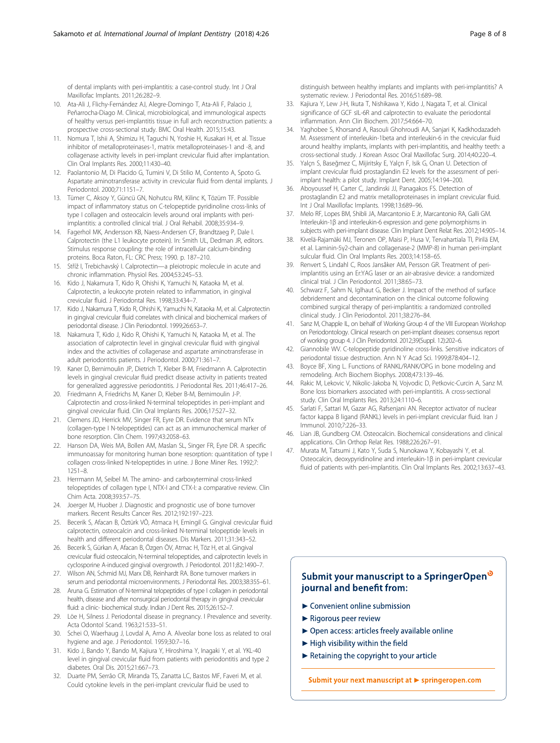of dental implants with peri-implantitis: a case-control study. Int J Oral Maxillofac Implants. 2011;26:282–9.

10. Ata-Ali J, Flichy-Fernández AJ, Alegre-Domingo T, Ata-Ali F, Palacio J, Peñarrocha-Diago M. Clinical, microbiological, and immunological aspects of healthy versus peri-implantitis tissue in full arch reconstruction patients: a prospective cross-sectional study. BMC Oral Health. 2015;15:43.
11. Nomura T, Ishii A, Shimizu H, Taguchi N, Yoshie H, Kusakari H, et al. Tissue inhibitor of metalloproteinases-1, matrix metalloproteinases-1 and -8, and collagenase activity levels in peri-implant crevicular fluid after implantation. Clin Oral Implants Res. 2000;11:430–40.
12. Paolantonio M, Di Placido G, Tumini V, Di Stilio M, Contento A, Spoto G. Aspartate aminotransferase activity in crevicular fluid from dental implants. J Periodontol. 2000;71:1151–7.
13. Tümer C, Aksoy Y, Güncü GN, Nohutcu RM, Kilinc K, Tözüm TF. Possible impact of inflammatory status on C-telopeptide pyridinoline cross-links of type I collagen and osteocalcin levels around oral implants with peri-implantitis: a controlled clinical trial. J Oral Rehabil. 2008;35:934–9.
14. Fagerhol MK, Andersson KB, Naess-Andersen CF, Brandtzaeg P, Dale I. Calprotectin (the L1 leukocyte protein). In: Smith UL, Dedman JR, editors. Stimulus response coupling: the role of intracellular calcium-binding proteins. Boca Raton, FL: CRC Press; 1990. p. 187–210.
15. Stříž I, Trebichavský I. Calprotectin—a pleiotropic molecule in acute and chronic inflammation. Physiol Res. 2004;53:245–53.
16. Kido J, Nakamura T, Kido R, Ohishi K, Yamuchi N, Kataoka M, et al. Calprotectin, a leukocyte protein related to inflammation, in gingival crevicular fluid. J Periodontal Res. 1998;33:434–7.
17. Kido J, Nakamura T, Kido R, Ohishi K, Yamuchi N, Kataoka M, et al. Calprotectin in gingival crevicular fluid correlates with clinical and biochemical markers of periodontal disease. J Clin Periodontol. 1999;26:653–7.
18. Nakamura T, Kido J, Kido R, Ohishi K, Yamuchi N, Kataoka M, et al. The association of calprotectin level in gingival crevicular fluid with gingival index and the activities of collagenase and aspartate aminotransferase in adult periodontitis patients. J Periodontol. 2000;71:361–7.
19. Kaner D, Bernimoulin JP, Dietrich T, Kleber B-M, Friedmann A. Calprotectin levels in gingival crevicular fluid predict disease activity in patients treated for generalized aggressive periodontitis. J Periodontal Res. 2011;46:417–26.
20. Friedmann A, Friedrichs M, Kaner D, Kleber B-M, Bernimoulin J-P. Calprotectin and cross-linked N-terminal telopeptides in peri-implant and gingival crevicular fluid. Clin Oral Implants Res. 2006;17:527–32.
21. Clemens JD, Herrick MV, Singer FR, Eyre DR. Evidence that serum NTx (collagen-type I N-telopeptides) can act as an immunochemical marker of bone resorption. Clin Chem. 1997;43:2058–63.
22. Hanson DA, Weis MA, Bollen AM, Maslan SL, Singer FR, Eyre DR. A specific immunoassay for monitoring human bone resorption: quantitation of type I collagen cross-linked N-telopeptides in urine. J Bone Miner Res. 1992;7:1251–8.
23. Herrmann M, Seibel M. The amino- and carboxyterminal cross-linked telopeptides of collagen type I, NTX-I and CTX-I: a comparative review. Clin Chim Acta. 2008;393:57–75.
24. Joerger M, Huober J. Diagnostic and prognostic use of bone turnover markers. Recent Results Cancer Res. 2012;192:197–223.
25. Becerik S, Afacan B, Öztürk VÖ, Atmaca H, Emingil G. Gingival crevicular fluid calprotectin, osteocalcin and cross-linked N-terminal telopeptide levels in health and different periodontal diseases. Dis Markers. 2011;31:343–52.
26. Becerik S, Gürkan A, Afacan B, Özgen ÖV, Atmac H, Töz H, et al. Gingival crevicular fluid osteocalcin, N-terminal telopeptides, and calprotectin levels in cyclosporine A-induced gingival overgrowth. J Periodontol. 2011;82:1490–7.
27. Wilson AN, Schmid MJ, Marx DB, Reinhardt RA. Bone turnover markers in serum and periodontal microenvironments. J Periodontal Res. 2003;38:355–61.
28. Aruna G. Estimation of N-terminal telopeptides of type I collagen in periodontal health, disease and after nonsurgical periodontal therapy in gingival crevicular fluid: a clinic- biochemical study. Indian J Dent Res. 2015;26:152–7.
29. Löe H, Silness J. Periodontal disease in pregnancy. I Prevalence and severity. Acta Odontol Scand. 1963;21:533–51.
30. Schei O, Waerhaug J, Lovdal A, Arno A. Alveolar bone loss as related to oral hygiene and age. J Periodontol. 1959;30:7–16.
31. Kido J, Bando Y, Bando M, Kajiura Y, Hiroshima Y, Inagaki Y, et al. YKL-40 level in gingival crevicular fluid from patients with periodontitis and type 2 diabetes. Oral Dis. 2015;21:667–73.
32. Duarte PM, Serrão CR, Miranda TS, Zanatta LC, Bastos MF, Faveri M, et al. Could cytokine levels in the peri-implant crevicular fluid be used to distinguish between healthy implants and implants with peri-implantitis? A systematic review. J Periodontal Res. 2016;51:689–98.
33. Kajiura Y, Lew J-H, Ikuta T, Nishikawa Y, Kido J, Nagata T, et al. Clinical significance of GCF sIL-6R and calprotectin to evaluate the periodontal inflammation. Ann Clin Biochem. 2017;54:664–70.
34. Yaghobee S, Khorsand A, Rasouli Ghohroudi AA, Sanjari K, Kadkhodazadeh M. Assessment of interleukin-1beta and interleukin-6 in the crevicular fluid around healthy implants, implants with peri-implantitis, and healthy teeth: a cross-sectional study. J Korean Assoc Oral Maxillofac Surg. 2014;40:220–4.
35. Yalçn S, Baseğmez C, Mijiritsky E, Yalçn F, Isik G, Onan U. Detection of implant crevicular fluid prostaglandin E2 levels for the assessment of peri-implant health: a pilot study. Implant Dent. 2005;14:194–200.
36. Aboyoussef H, Carter C, Jandinski JJ, Panagakos FS. Detection of prostaglandin E2 and matrix metalloproteinases in implant crevicular fluid. Int J Oral Maxillofac Implants. 1998;13:689–96.
37. Melo RF, Lopes BM, Shibli JA, Marcantonio E Jr, Marcantonio RA, Galli GM. Interleukin-1β and interleukin-6 expression and gene polymorphisms in subjects with peri-implant disease. Clin Implant Dent Relat Res. 2012;14:905–14.
38. Kivelä-Rajamäki MJ, Teronen OP, Maisi P, Husa V, Tervahartiala TI, Pirilä EM, et al. Laminin-5γ2-chain and collagenase-2 (MMP-8) in human peri-implant sulcular fluid. Clin Oral Implants Res. 2003;14:158–65.
39. Renvert S, Lindahl C, Roos Jansåker AM, Persson GR. Treatment of peri-implantitis using an Er:YAG laser or an air-abrasive device: a randomized clinical trial. J Clin Periodontol. 2011;38:65–73.
40. Schwarz F, Sahm N, Iglhaut G, Becker J. Impact of the method of surface debridement and decontamination on the clinical outcome following combined surgical therapy of peri-implantitis: a randomized controlled clinical study. J Clin Periodontol. 2011;38:276–84.
41. Sanz M, Chapple IL, on behalf of Working Group 4 of the VIII European Workshop on Periodontology. Clinical research on peri-implant diseases: consensus report of working group 4. J Clin Periodontol. 2012;39(Suppl. 12):202–6.
42. Giannobile WV. C-telopeptide pyridinoline cross-links. Sensitive indicators of periodontal tissue destruction. Ann N Y Acad Sci. 1999;878:404–12.
43. Boyce BF, Xing L. Functions of RANKL/RANK/OPG in bone modeling and remodeling. Arch Biochem Biophys. 2008;473:139–46.
44. Rakic M, Lekovic V, Nikolic-Jakoba N, Vojvodic D, Petkovic-Curcin A, Sanz M. Bone loss biomarkers associated with peri-implantitis. A cross-sectional study. Clin Oral Implants Res. 2013;24:1110–6.
45. Sarlati F, Sattari M, Gazar AG, Rafsenjani AN. Receptor activator of nuclear factor kappa B ligand (RANKL) levels in peri-implant crevicular fluid. Iran J Immunol. 2010;7:226–33.
46. Lian JB, Gundberg CM. Osteocalcin. Biochemical considerations and clinical applications. Clin Orthop Relat Res. 1988;226:267–91.
47. Murata M, Tatsumi J, Kato Y, Suda S, Nunokawa Y, Kobayashi Y, et al. Osteocalcin, deoxypyridinoline and interleukin-1β in peri-implant crevicular fluid of patients with peri-implantitis. Clin Oral Implants Res. 2002;13:637–43.

**Submit your manuscript to a SpringerOpen journal and benefit from:**

- ► Convenient online submission
- ► Rigorous peer review
- ► Open access: articles freely available online
- ► High visibility within the field
- ► Retaining the copyright to your article

**Submit your next manuscript at ► springeropen.com**